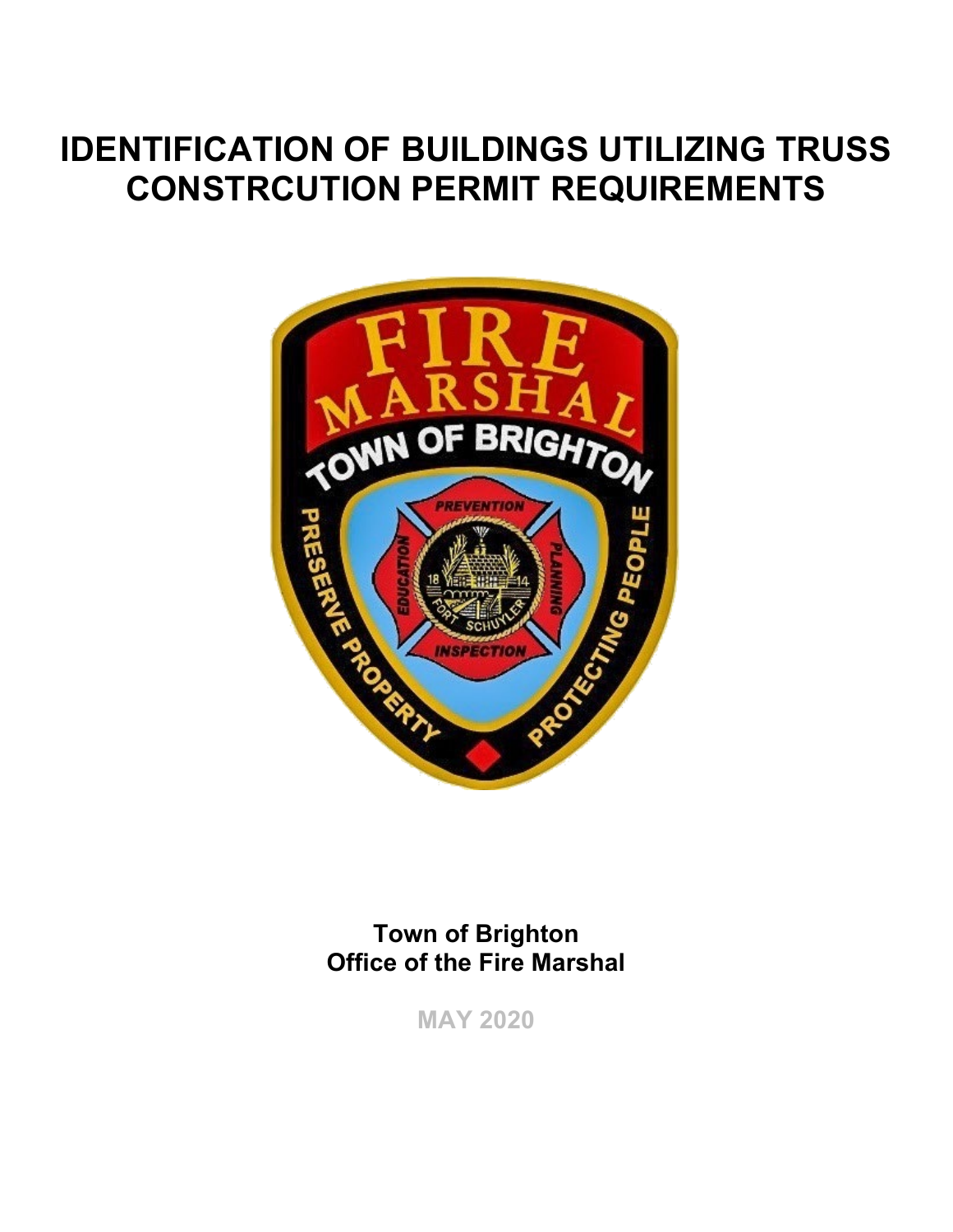# IDENTIFICATION OF BUILDINGS UTILIZING TRUSS CONSTRCUTION PERMIT REQUIREMENTS

**Town of Brighton**
**Office of the Fire Marshal**

**MAY 2020**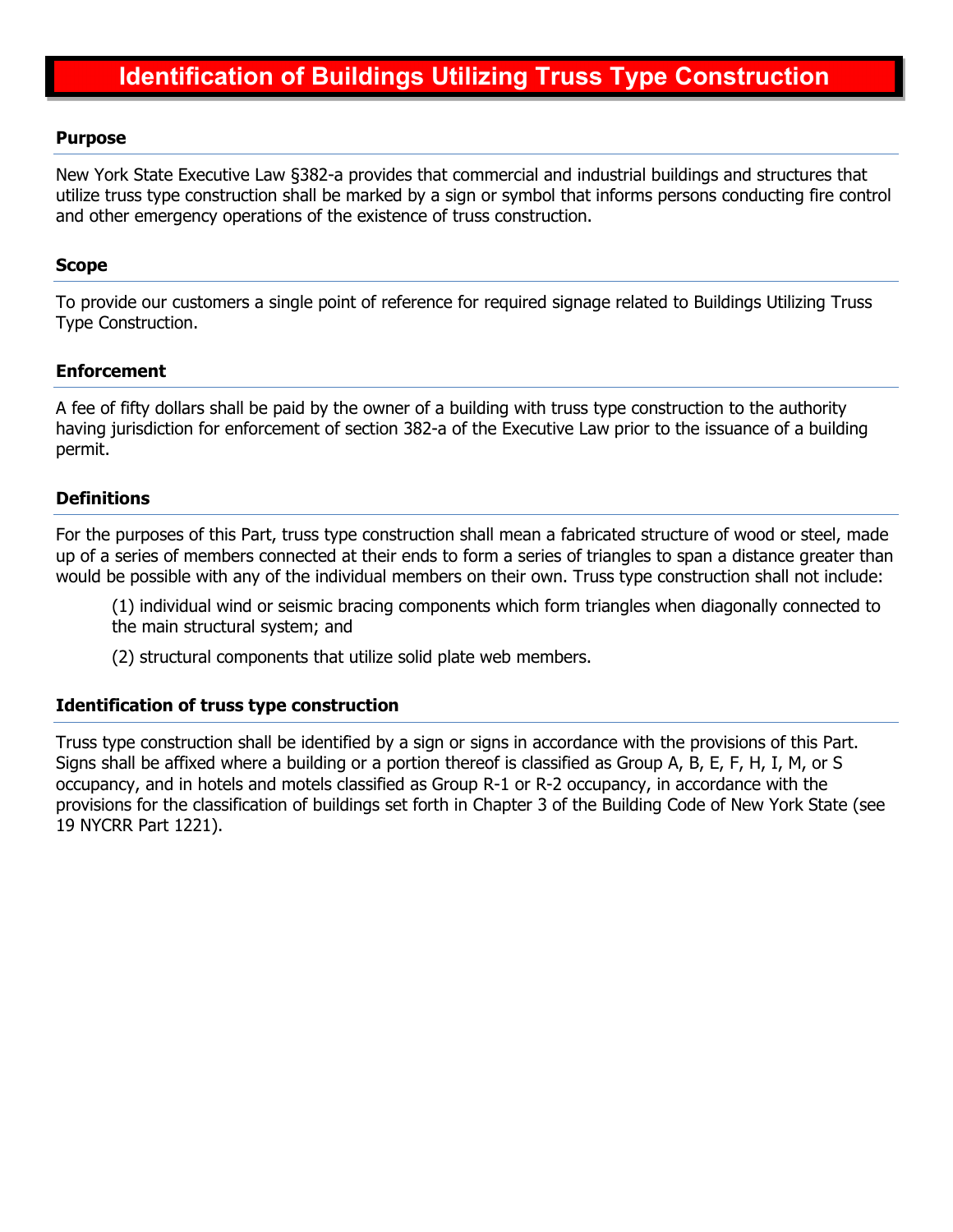# Identification of Buildings Utilizing Truss Type Construction

## Purpose

New York State Executive Law §382-a provides that commercial and industrial buildings and structures that utilize truss type construction shall be marked by a sign or symbol that informs persons conducting fire control and other emergency operations of the existence of truss construction.

## Scope

To provide our customers a single point of reference for required signage related to Buildings Utilizing Truss Type Construction.

## Enforcement

A fee of fifty dollars shall be paid by the owner of a building with truss type construction to the authority having jurisdiction for enforcement of section 382-a of the Executive Law prior to the issuance of a building permit.

## Definitions

For the purposes of this Part, truss type construction shall mean a fabricated structure of wood or steel, made up of a series of members connected at their ends to form a series of triangles to span a distance greater than would be possible with any of the individual members on their own. Truss type construction shall not include:

(1) individual wind or seismic bracing components which form triangles when diagonally connected to the main structural system; and

(2) structural components that utilize solid plate web members.

## Identification of truss type construction

Truss type construction shall be identified by a sign or signs in accordance with the provisions of this Part. Signs shall be affixed where a building or a portion thereof is classified as Group A, B, E, F, H, I, M, or S occupancy, and in hotels and motels classified as Group R-1 or R-2 occupancy, in accordance with the provisions for the classification of buildings set forth in Chapter 3 of the Building Code of New York State (see 19 NYCRR Part 1221).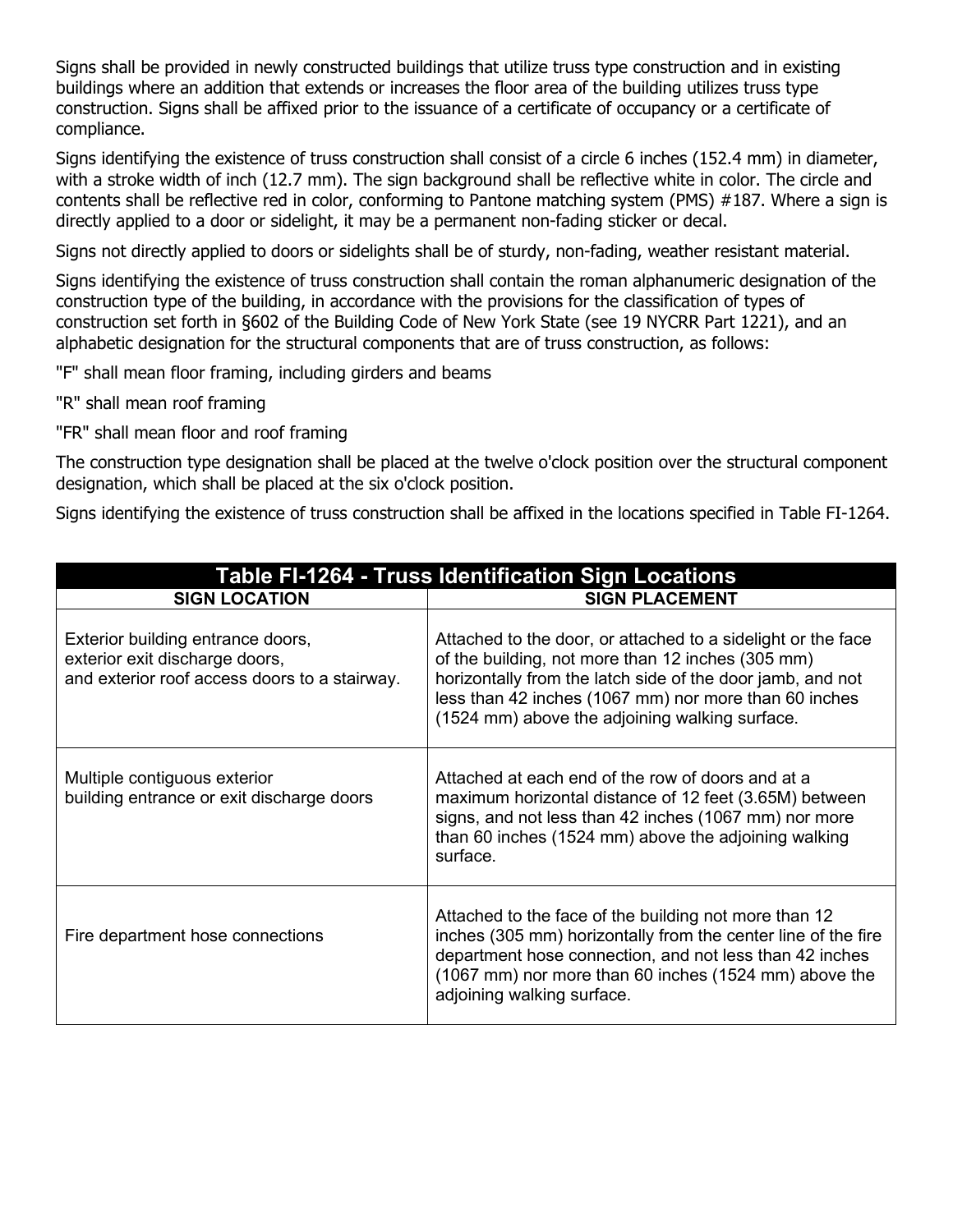Signs shall be provided in newly constructed buildings that utilize truss type construction and in existing buildings where an addition that extends or increases the floor area of the building utilizes truss type construction. Signs shall be affixed prior to the issuance of a certificate of occupancy or a certificate of compliance.

Signs identifying the existence of truss construction shall consist of a circle 6 inches (152.4 mm) in diameter, with a stroke width of inch (12.7 mm). The sign background shall be reflective white in color. The circle and contents shall be reflective red in color, conforming to Pantone matching system (PMS) #187. Where a sign is directly applied to a door or sidelight, it may be a permanent non-fading sticker or decal.

Signs not directly applied to doors or sidelights shall be of sturdy, non-fading, weather resistant material.

Signs identifying the existence of truss construction shall contain the roman alphanumeric designation of the construction type of the building, in accordance with the provisions for the classification of types of construction set forth in §602 of the Building Code of New York State (see 19 NYCRR Part 1221), and an alphabetic designation for the structural components that are of truss construction, as follows:

"F" shall mean floor framing, including girders and beams

"R" shall mean roof framing

"FR" shall mean floor and roof framing

The construction type designation shall be placed at the twelve o'clock position over the structural component designation, which shall be placed at the six o'clock position.

Signs identifying the existence of truss construction shall be affixed in the locations specified in Table FI-1264.

**Table FI-1264 - Truss Identification Sign Locations**

| SIGN LOCATION | SIGN PLACEMENT |
|---|---|
| Exterior building entrance doors, exterior exit discharge doors, and exterior roof access doors to a stairway. | Attached to the door, or attached to a sidelight or the face of the building, not more than 12 inches (305 mm) horizontally from the latch side of the door jamb, and not less than 42 inches (1067 mm) nor more than 60 inches (1524 mm) above the adjoining walking surface. |
| Multiple contiguous exterior building entrance or exit discharge doors | Attached at each end of the row of doors and at a maximum horizontal distance of 12 feet (3.65M) between signs, and not less than 42 inches (1067 mm) nor more than 60 inches (1524 mm) above the adjoining walking surface. |
| Fire department hose connections | Attached to the face of the building not more than 12 inches (305 mm) horizontally from the center line of the fire department hose connection, and not less than 42 inches (1067 mm) nor more than 60 inches (1524 mm) above the adjoining walking surface. |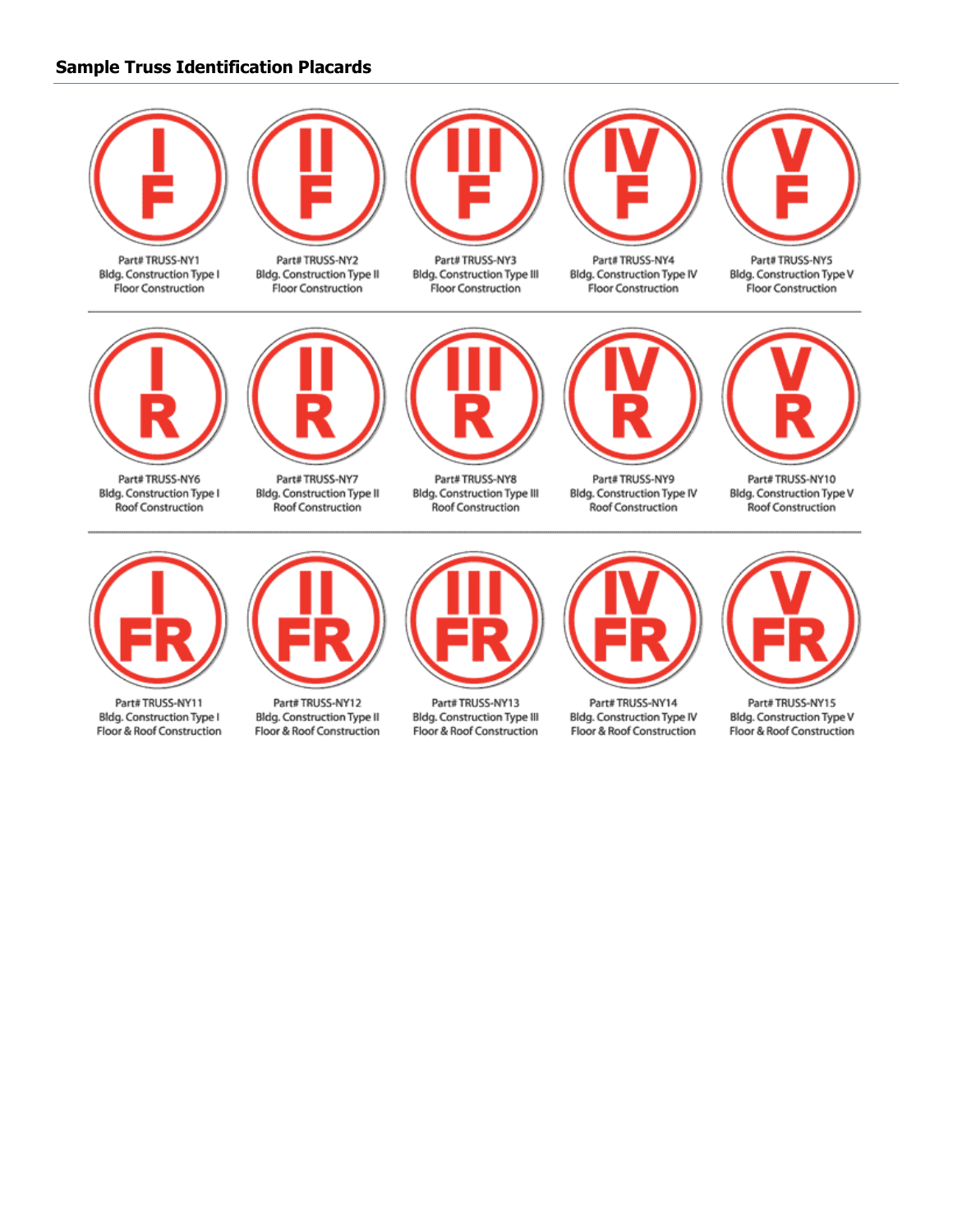### Sample Truss Identification Placards

I
F

Part# TRUSS-NY1
Bldg. Construction Type I
Floor Construction

II
F

Part# TRUSS-NY2
Bldg. Construction Type II
Floor Construction

III
F

Part# TRUSS-NY3
Bldg. Construction Type III
Floor Construction

IV
F

Part# TRUSS-NY4
Bldg. Construction Type IV
Floor Construction

V
F

Part# TRUSS-NY5
Bldg. Construction Type V
Floor Construction

---

I
R

Part# TRUSS-NY6
Bldg. Construction Type I
Roof Construction

II
R

Part# TRUSS-NY7
Bldg. Construction Type II
Roof Construction

III
R

Part# TRUSS-NY8
Bldg. Construction Type III
Roof Construction

IV
R

Part# TRUSS-NY9
Bldg. Construction Type IV
Roof Construction

V
R

Part# TRUSS-NY10
Bldg. Construction Type V
Roof Construction

---

I
FR

Part# TRUSS-NY11
Bldg. Construction Type I
Floor & Roof Construction

II
FR

Part# TRUSS-NY12
Bldg. Construction Type II
Floor & Roof Construction

III
FR

Part# TRUSS-NY13
Bldg. Construction Type III
Floor & Roof Construction

IV
FR

Part# TRUSS-NY14
Bldg. Construction Type IV
Floor & Roof Construction

V
FR

Part# TRUSS-NY15
Bldg. Construction Type V
Floor & Roof Construction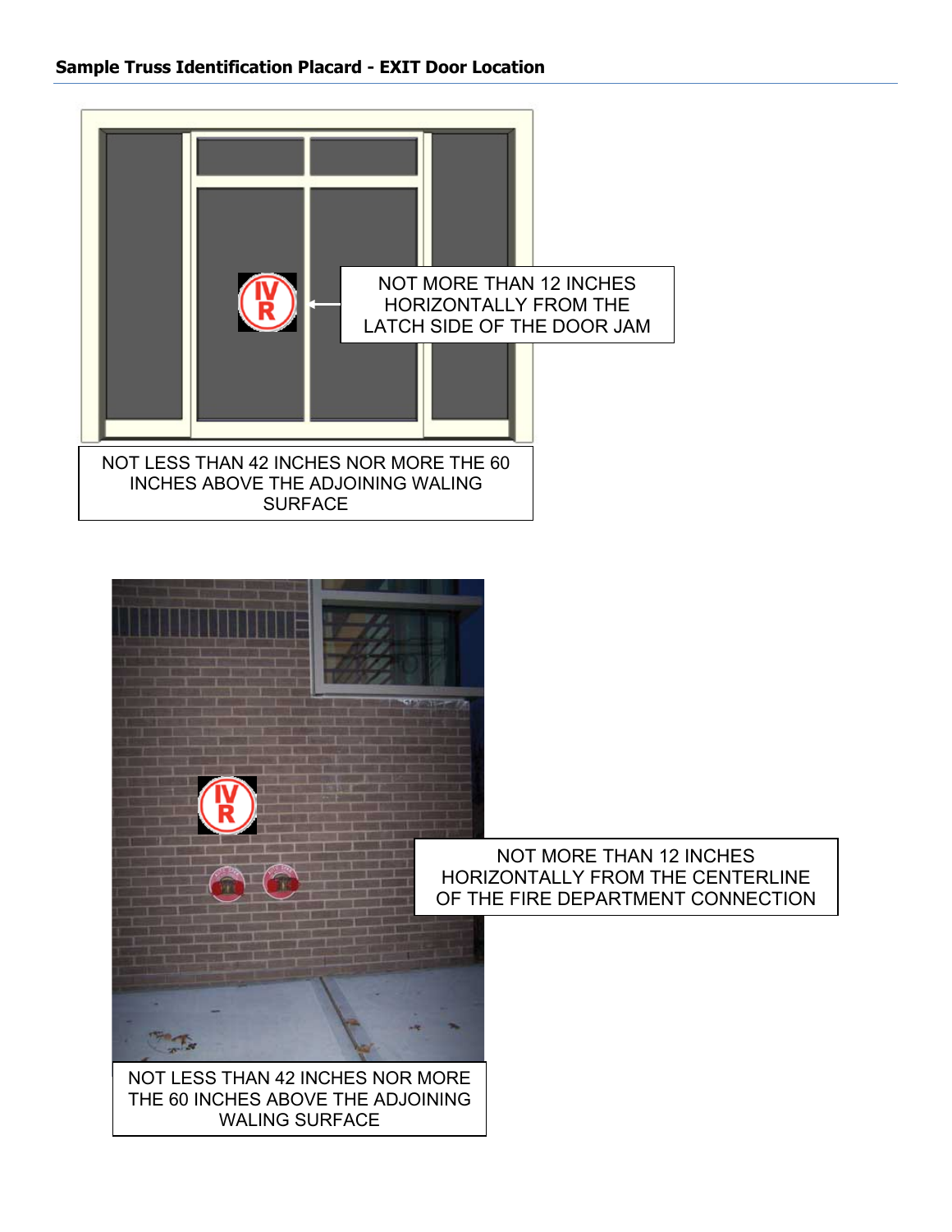**Sample Truss Identification Placard - EXIT Door Location**

NOT MORE THAN 12 INCHES HORIZONTALLY FROM THE LATCH SIDE OF THE DOOR JAM

NOT LESS THAN 42 INCHES NOR MORE THE 60 INCHES ABOVE THE ADJOINING WALING SURFACE

NOT MORE THAN 12 INCHES HORIZONTALLY FROM THE CENTERLINE OF THE FIRE DEPARTMENT CONNECTION

NOT LESS THAN 42 INCHES NOR MORE THE 60 INCHES ABOVE THE ADJOINING WALING SURFACE